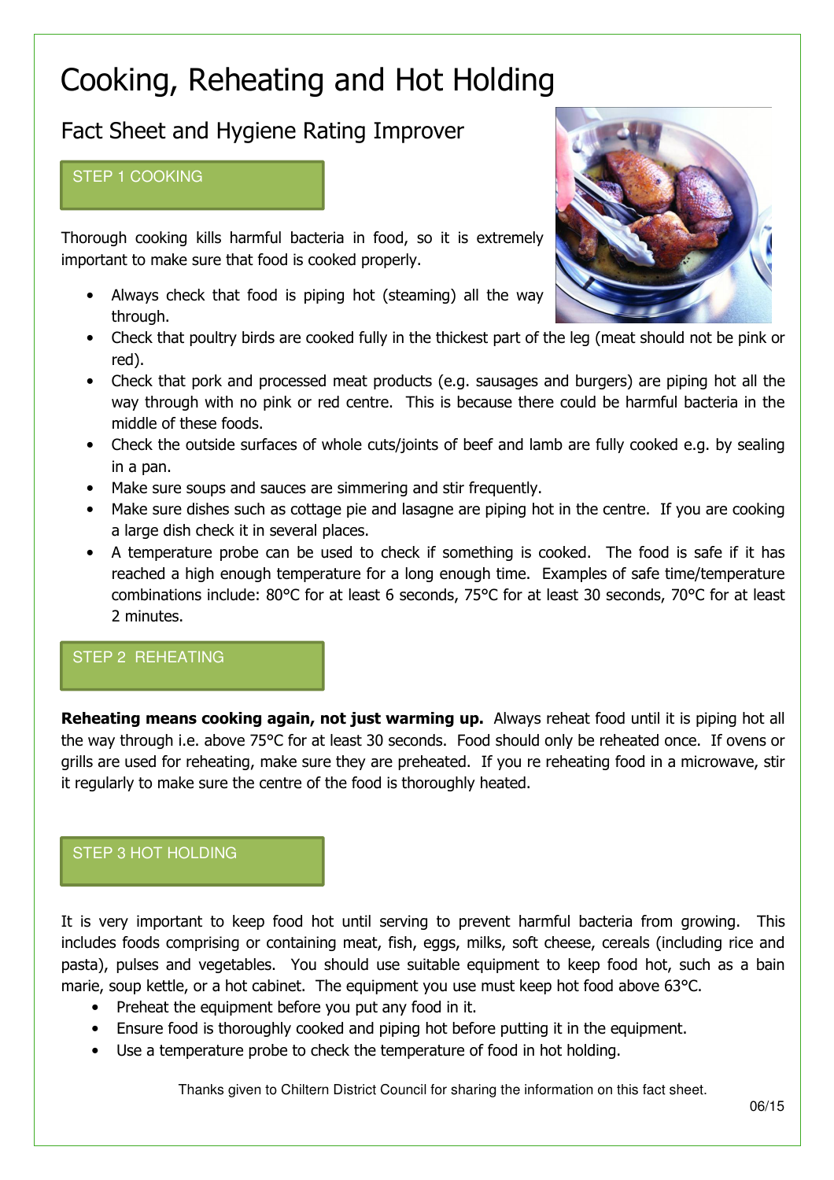# Cooking, Reheating and Hot Holding

## Fact Sheet and Hygiene Rating Improver

### STEP 1 COOKING

Thorough cooking kills harmful bacteria in food, so it is extremely important to make sure that food is cooked properly.

- Always check that food is piping hot (steaming) all the way through.
- Check that poultry birds are cooked fully in the thickest part of the leg (meat should not be pink or red).
- Check that pork and processed meat products (e.g. sausages and burgers) are piping hot all the way through with no pink or red centre. This is because there could be harmful bacteria in the middle of these foods.
- Check the outside surfaces of whole cuts/joints of beef and lamb are fully cooked e.g. by sealing in a pan.
- Make sure soups and sauces are simmering and stir frequently.
- Make sure dishes such as cottage pie and lasagne are piping hot in the centre. If you are cooking a large dish check it in several places.
- A temperature probe can be used to check if something is cooked. The food is safe if it has reached a high enough temperature for a long enough time. Examples of safe time/temperature combinations include: 80°C for at least 6 seconds, 75°C for at least 30 seconds, 70°C for at least 2 minutes.

### STEP 2 REHEATING

**Reheating means cooking again, not just warming up.** Always reheat food until it is piping hot all the way through i.e. above 75°C for at least 30 seconds. Food should only be reheated once. If ovens or grills are used for reheating, make sure they are preheated. If you re reheating food in a microwave, stir it regularly to make sure the centre of the food is thoroughly heated.

### STEP 3 HOT HOLDING

It is very important to keep food hot until serving to prevent harmful bacteria from growing. This includes foods comprising or containing meat, fish, eggs, milks, soft cheese, cereals (including rice and pasta), pulses and vegetables. You should use suitable equipment to keep food hot, such as a bain marie, soup kettle, or a hot cabinet. The equipment you use must keep hot food above 63°C.

- Preheat the equipment before you put any food in it.
- Ensure food is thoroughly cooked and piping hot before putting it in the equipment.
- Use a temperature probe to check the temperature of food in hot holding.

Thanks given to Chiltern District Council for sharing the information on this fact sheet.

06/15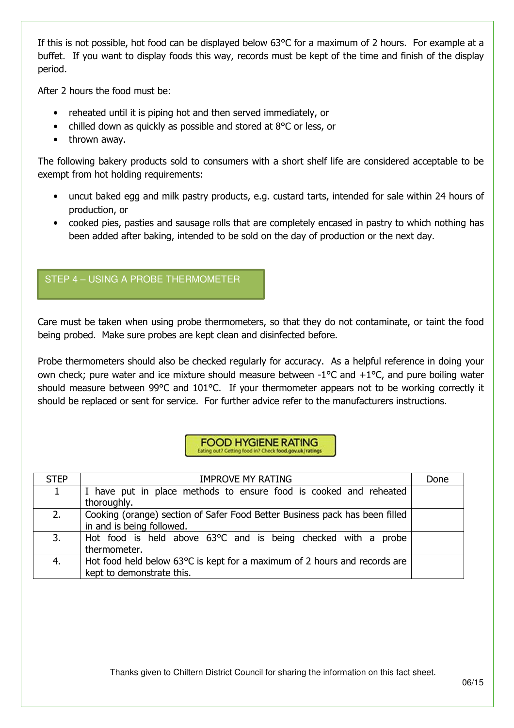If this is not possible, hot food can be displayed below 63°C for a maximum of 2 hours. For example at a buffet. If you want to display foods this way, records must be kept of the time and finish of the display period.

After 2 hours the food must be:

- reheated until it is piping hot and then served immediately, or
- chilled down as quickly as possible and stored at 8°C or less, or
- thrown away.

The following bakery products sold to consumers with a short shelf life are considered acceptable to be exempt from hot holding requirements:

- uncut baked egg and milk pastry products, e.g. custard tarts, intended for sale within 24 hours of production, or
- cooked pies, pasties and sausage rolls that are completely encased in pastry to which nothing has been added after baking, intended to be sold on the day of production or the next day.

## STEP 4 – USING A PROBE THERMOMETER

Care must be taken when using probe thermometers, so that they do not contaminate, or taint the food being probed. Make sure probes are kept clean and disinfected before.

Probe thermometers should also be checked regularly for accuracy. As a helpful reference in doing your own check; pure water and ice mixture should measure between -1°C and +1°C, and pure boiling water should measure between 99°C and 101°C. If your thermometer appears not to be working correctly it should be replaced or sent for service. For further advice refer to the manufacturers instructions.

FOOD HYGIENE RATING
Eating out? Getting food in? Check food.gov.uk/ratings

| STEP | IMPROVE MY RATING | Done |
|---|---|---|
| 1 | I have put in place methods to ensure food is cooked and reheated thoroughly. | |
| 2. | Cooking (orange) section of Safer Food Better Business pack has been filled in and is being followed. | |
| 3. | Hot food is held above 63°C and is being checked with a probe thermometer. | |
| 4. | Hot food held below 63°C is kept for a maximum of 2 hours and records are kept to demonstrate this. | |

Thanks given to Chiltern District Council for sharing the information on this fact sheet.

06/15